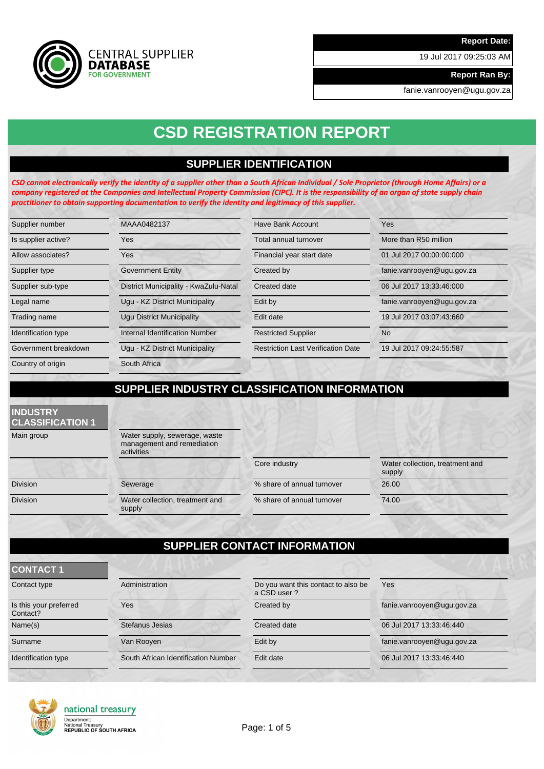CENTRAL SUPPLIER **DATABASE** FOR GOVERNMENT

| **Report Date:** |
| --- |
| 19 Jul 2017 09:25:03 AM |
| **Report Ran By:** |
| fanie.vanrooyen@ugu.gov.za |

# CSD REGISTRATION REPORT

## SUPPLIER IDENTIFICATION

***CSD cannot electronically verify the identity of a supplier other than a South African Individual / Sole Proprietor (through Home Affairs) or a company registered at the Companies and Intellectual Property Commission (CIPC). It is the responsibility of an organ of state supply chain practitioner to obtain supporting documentation to verify the identity and legitimacy of this supplier.***

| | | | |
| --- | --- | --- | --- |
| Supplier number | MAAA0482137 | Have Bank Account | Yes |
| Is supplier active? | Yes | Total annual turnover | More than R50 million |
| Allow associates? | Yes | Financial year start date | 01 Jul 2017 00:00:00:000 |
| Supplier type | Government Entity | Created by | fanie.vanrooyen@ugu.gov.za |
| Supplier sub-type | District Municipality - KwaZulu-Natal | Created date | 06 Jul 2017 13:33:46:000 |
| Legal name | Ugu - KZ District Municipality | Edit by | fanie.vanrooyen@ugu.gov.za |
| Trading name | Ugu District Municipality | Edit date | 19 Jul 2017 03:07:43:660 |
| Identification type | Internal Identification Number | Restricted Supplier | No |
| Government breakdown | Ugu - KZ District Municipality | Restriction Last Verification Date | 19 Jul 2017 09:24:55:587 |
| Country of origin | South Africa | | |

## SUPPLIER INDUSTRY CLASSIFICATION INFORMATION

### INDUSTRY CLASSIFICATION 1

| | | | |
| --- | --- | --- | --- |
| Main group | Water supply, sewerage, waste management and remediation activities | | |
| | | Core industry | Water collection, treatment and supply |
| Division | Sewerage | % share of annual turnover | 26.00 |
| Division | Water collection, treatment and supply | % share of annual turnover | 74.00 |

## SUPPLIER CONTACT INFORMATION

### CONTACT 1

| | | | |
| --- | --- | --- | --- |
| Contact type | Administration | Do you want this contact to also be a CSD user ? | Yes |
| Is this your preferred Contact? | Yes | Created by | fanie.vanrooyen@ugu.gov.za |
| Name(s) | Stefanus Jesias | Created date | 06 Jul 2017 13:33:46:440 |
| Surname | Van Rooyen | Edit by | fanie.vanrooyen@ugu.gov.za |
| Identification type | South African Identification Number | Edit date | 06 Jul 2017 13:33:46:440 |

national treasury
Department:
National Treasury
REPUBLIC OF SOUTH AFRICA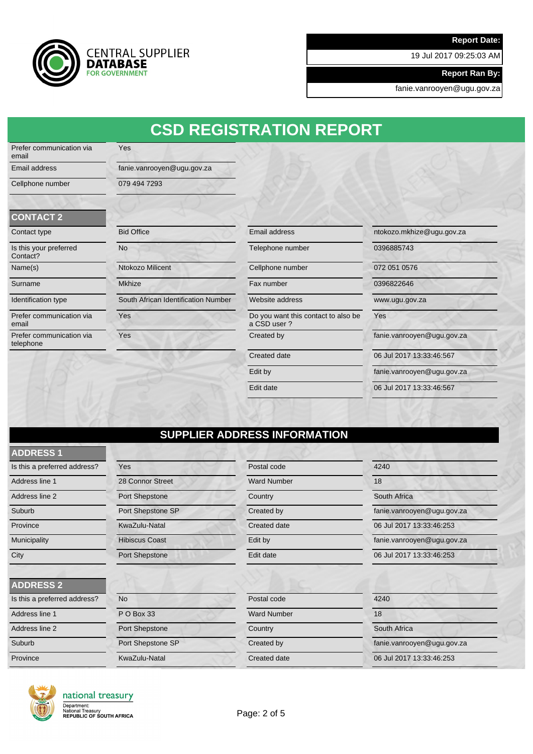Report Date: 19 Jul 2017 09:25:03 AM

Report Ran By: fanie.vanrooyen@ugu.gov.za

# CSD REGISTRATION REPORT

| | |
|---|---|
| Prefer communication via email | Yes |
| Email address | fanie.vanrooyen@ugu.gov.za |
| Cellphone number | 079 494 7293 |

### CONTACT 2

| | | | |
|---|---|---|---|
| Contact type | Bid Office | Email address | ntokozo.mkhize@ugu.gov.za |
| Is this your preferred Contact? | No | Telephone number | 0396885743 |
| Name(s) | Ntokozo Milicent | Cellphone number | 072 051 0576 |
| Surname | Mkhize | Fax number | 0396822646 |
| Identification type | South African Identification Number | Website address | www.ugu.gov.za |
| Prefer communication via email | Yes | Do you want this contact to also be a CSD user ? | Yes |
| Prefer communication via telephone | Yes | Created by | fanie.vanrooyen@ugu.gov.za |
| | | Created date | 06 Jul 2017 13:33:46:567 |
| | | Edit by | fanie.vanrooyen@ugu.gov.za |
| | | Edit date | 06 Jul 2017 13:33:46:567 |

## SUPPLIER ADDRESS INFORMATION

### ADDRESS 1

| | | | |
|---|---|---|---|
| Is this a preferred address? | Yes | Postal code | 4240 |
| Address line 1 | 28 Connor Street | Ward Number | 18 |
| Address line 2 | Port Shepstone | Country | South Africa |
| Suburb | Port Shepstone SP | Created by | fanie.vanrooyen@ugu.gov.za |
| Province | KwaZulu-Natal | Created date | 06 Jul 2017 13:33:46:253 |
| Municipality | Hibiscus Coast | Edit by | fanie.vanrooyen@ugu.gov.za |
| City | Port Shepstone | Edit date | 06 Jul 2017 13:33:46:253 |

### ADDRESS 2

| | | | |
|---|---|---|---|
| Is this a preferred address? | No | Postal code | 4240 |
| Address line 1 | P O Box 33 | Ward Number | 18 |
| Address line 2 | Port Shepstone | Country | South Africa |
| Suburb | Port Shepstone SP | Created by | fanie.vanrooyen@ugu.gov.za |
| Province | KwaZulu-Natal | Created date | 06 Jul 2017 13:33:46:253 |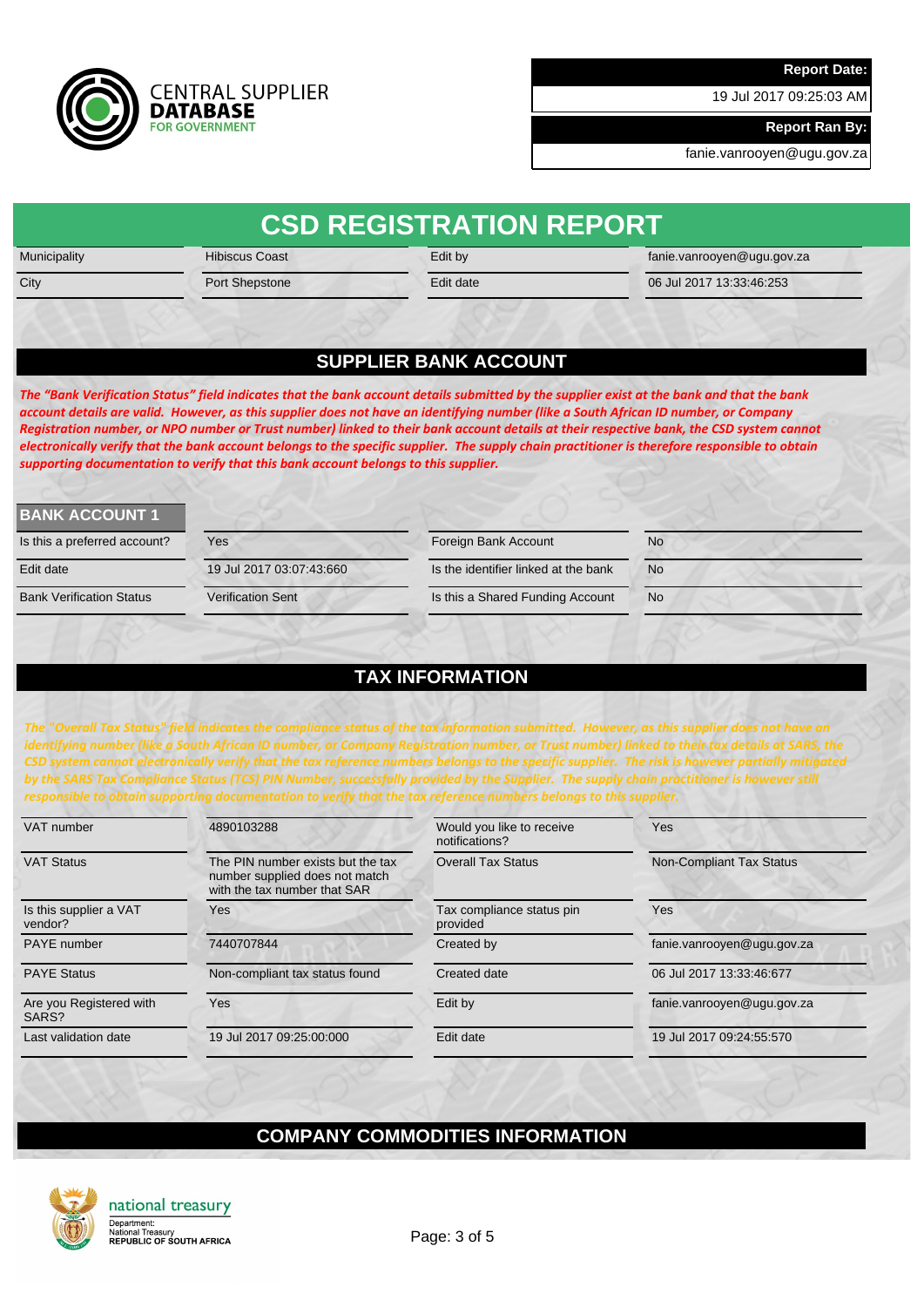# CSD REGISTRATION REPORT

| | | | |
|---|---|---|---|
| Municipality | Hibiscus Coast | Edit by | fanie.vanrooyen@ugu.gov.za |
| City | Port Shepstone | Edit date | 06 Jul 2017 13:33:46:253 |

## SUPPLIER BANK ACCOUNT

***The "Bank Verification Status" field indicates that the bank account details submitted by the supplier exist at the bank and that the bank account details are valid. However, as this supplier does not have an identifying number (like a South African ID number, or Company Registration number, or NPO number or Trust number) linked to their bank account details at their respective bank, the CSD system cannot electronically verify that the bank account belongs to the specific supplier. The supply chain practitioner is therefore responsible to obtain supporting documentation to verify that this bank account belongs to this supplier.***

### BANK ACCOUNT 1

| | | | |
|---|---|---|---|
| Is this a preferred account? | Yes | Foreign Bank Account | No |
| Edit date | 19 Jul 2017 03:07:43:660 | Is the identifier linked at the bank | No |
| Bank Verification Status | Verification Sent | Is this a Shared Funding Account | No |

## TAX INFORMATION

***The "Overall Tax Status" field indicates the compliance status of the tax information submitted. However, as this supplier does not have an identifying number (like a South African ID number, or Company Registration number, or Trust number) linked to their tax details at SARS, the CSD system cannot electronically verify that the tax reference numbers belongs to the specific supplier. The risk is however partially mitigated by the SARS Tax Compliance Status (TCS) PIN Number, successfully provided by the Supplier. The supply chain practitioner is however still responsible to obtain supporting documentation to verify that the tax reference numbers belongs to this supplier.***

| | | | |
|---|---|---|---|
| VAT number | 4890103288 | Would you like to receive notifications? | Yes |
| VAT Status | The PIN number exists but the tax number supplied does not match with the tax number that SAR | Overall Tax Status | Non-Compliant Tax Status |
| Is this supplier a VAT vendor? | Yes | Tax compliance status pin provided | Yes |
| PAYE number | 7440707844 | Created by | fanie.vanrooyen@ugu.gov.za |
| PAYE Status | Non-compliant tax status found | Created date | 06 Jul 2017 13:33:46:677 |
| Are you Registered with SARS? | Yes | Edit by | fanie.vanrooyen@ugu.gov.za |
| Last validation date | 19 Jul 2017 09:25:00:000 | Edit date | 19 Jul 2017 09:24:55:570 |

## COMPANY COMMODITIES INFORMATION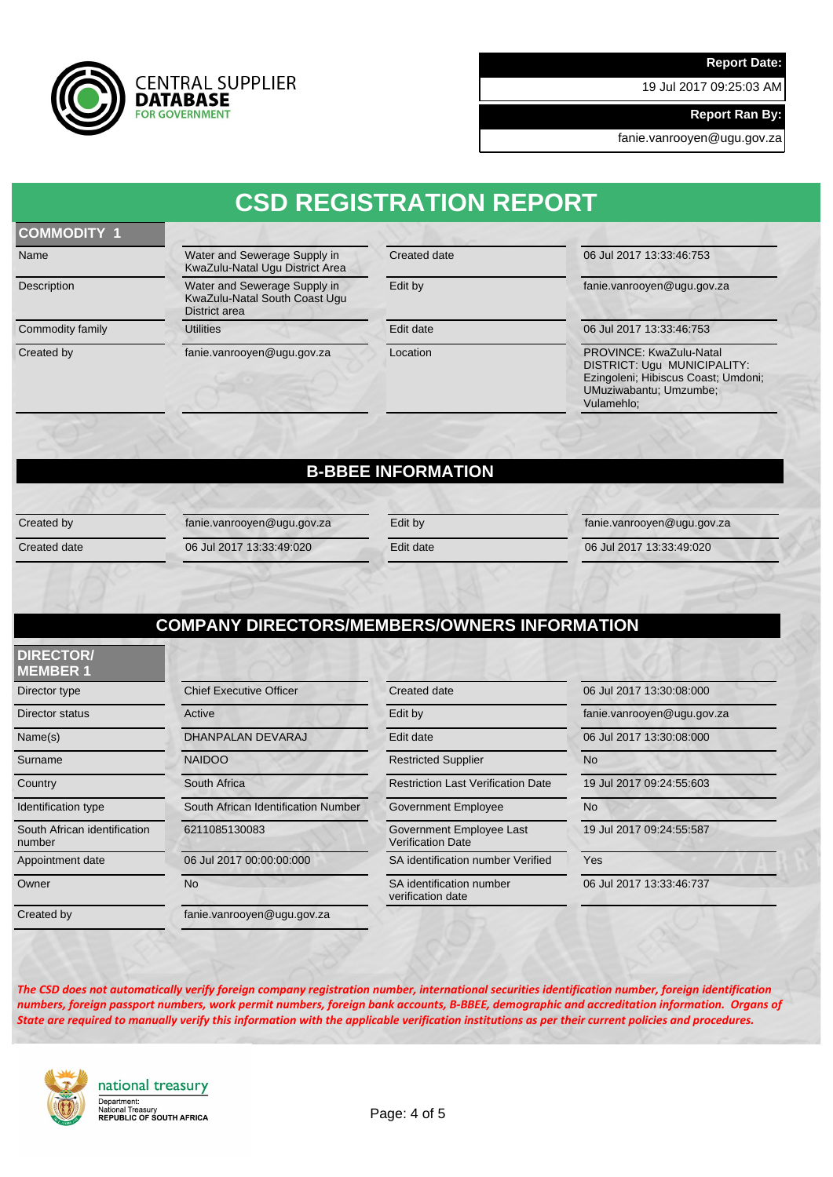CENTRAL SUPPLIER DATABASE FOR GOVERNMENT

| Report Date: |
|---|
| 19 Jul 2017 09:25:03 AM |
| **Report Ran By:** |
| fanie.vanrooyen@ugu.gov.za |

# CSD REGISTRATION REPORT

## COMMODITY 1

| | | | |
|---|---|---|---|
| Name | Water and Sewerage Supply in KwaZulu-Natal Ugu District Area | Created date | 06 Jul 2017 13:33:46:753 |
| Description | Water and Sewerage Supply in KwaZulu-Natal South Coast Ugu District area | Edit by | fanie.vanrooyen@ugu.gov.za |
| Commodity family | Utilities | Edit date | 06 Jul 2017 13:33:46:753 |
| Created by | fanie.vanrooyen@ugu.gov.za | Location | PROVINCE: KwaZulu-Natal DISTRICT: Ugu MUNICIPALITY: Ezingoleni; Hibiscus Coast; Umdoni; UMuziwabantu; Umzumbe; Vulamehlo; |

## B-BBEE INFORMATION

| | | | |
|---|---|---|---|
| Created by | fanie.vanrooyen@ugu.gov.za | Edit by | fanie.vanrooyen@ugu.gov.za |
| Created date | 06 Jul 2017 13:33:49:020 | Edit date | 06 Jul 2017 13:33:49:020 |

## COMPANY DIRECTORS/MEMBERS/OWNERS INFORMATION

### DIRECTOR/ MEMBER 1

| | | | |
|---|---|---|---|
| Director type | Chief Executive Officer | Created date | 06 Jul 2017 13:30:08:000 |
| Director status | Active | Edit by | fanie.vanrooyen@ugu.gov.za |
| Name(s) | DHANPALAN DEVARAJ | Edit date | 06 Jul 2017 13:30:08:000 |
| Surname | NAIDOO | Restricted Supplier | No |
| Country | South Africa | Restriction Last Verification Date | 19 Jul 2017 09:24:55:603 |
| Identification type | South African Identification Number | Government Employee | No |
| South African identification number | 6211085130083 | Government Employee Last Verification Date | 19 Jul 2017 09:24:55:587 |
| Appointment date | 06 Jul 2017 00:00:00:000 | SA identification number Verified | Yes |
| Owner | No | SA identification number verification date | 06 Jul 2017 13:33:46:737 |
| Created by | fanie.vanrooyen@ugu.gov.za | | |

***The CSD does not automatically verify foreign company registration number, international securities identification number, foreign identification numbers, foreign passport numbers, work permit numbers, foreign bank accounts, B-BBEE, demographic and accreditation information. Organs of State are required to manually verify this information with the applicable verification institutions as per their current policies and procedures.***

national treasury
Department:
National Treasury
REPUBLIC OF SOUTH AFRICA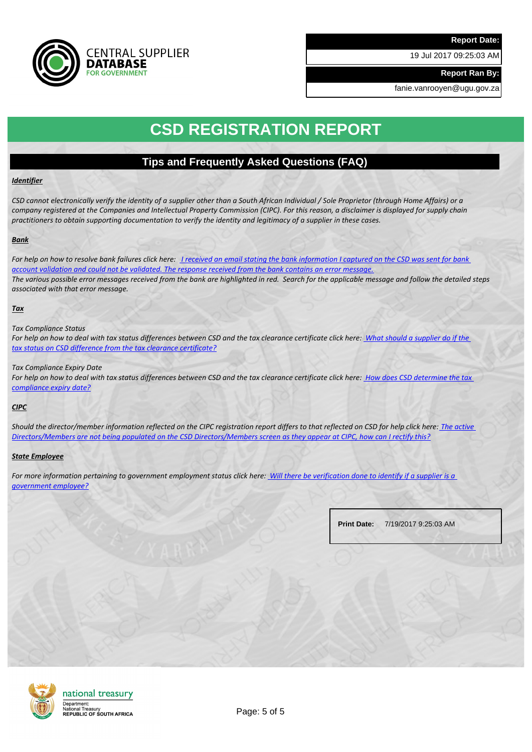CENTRAL SUPPLIER DATABASE FOR GOVERNMENT

| | |
|---|---|
| **Report Date:** | 19 Jul 2017 09:25:03 AM |
| **Report Ran By:** | fanie.vanrooyen@ugu.gov.za |

# CSD REGISTRATION REPORT

## Tips and Frequently Asked Questions (FAQ)

***Identifier***

*CSD cannot electronically verify the identity of a supplier other than a South African Individual / Sole Proprietor (through Home Affairs) or a company registered at the Companies and Intellectual Property Commission (CIPC). For this reason, a disclaimer is displayed for supply chain practitioners to obtain supporting documentation to verify the identity and legitimacy of a supplier in these cases.*

***Bank***

*For help on how to resolve bank failures click here: I received an email stating the bank information I captured on the CSD was sent for bank account validation and could not be validated. The response received from the bank contains an error message.*
*The various possible error messages received from the bank are highlighted in red. Search for the applicable message and follow the detailed steps associated with that error message.*

***Tax***

*Tax Compliance Status*
*For help on how to deal with tax status differences between CSD and the tax clearance certificate click here: What should a supplier do if the tax status on CSD difference from the tax clearance certificate?*

*Tax Compliance Expiry Date*
*For help on how to deal with tax status differences between CSD and the tax clearance certificate click here: How does CSD determine the tax compliance expiry date?*

***CIPC***

*Should the director/member information reflected on the CIPC registration report differs to that reflected on CSD for help click here: The active Directors/Members are not being populated on the CSD Directors/Members screen as they appear at CIPC, how can I rectify this?*

***State Employee***

*For more information pertaining to government employment status click here: Will there be verification done to identify if a supplier is a government employee?*

**Print Date:** 7/19/2017 9:25:03 AM

national treasury
Department:
National Treasury
**REPUBLIC OF SOUTH AFRICA**